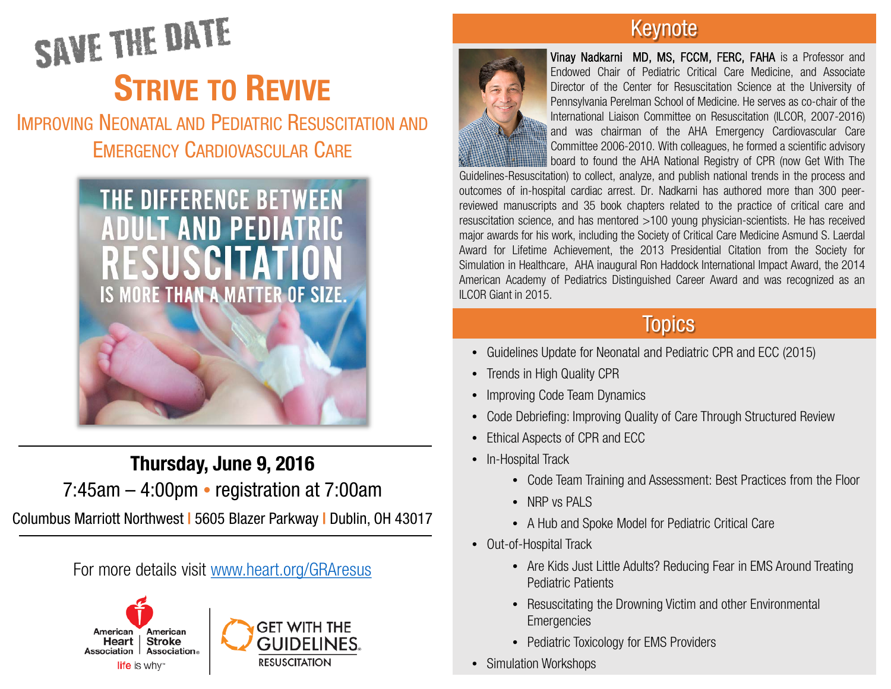SAVE THE DATE

# Strive to Revive

## Improving Neonatal and Pediatric Resuscitation and Emergency Cardiovascular Care

THE DIFFERENCE BETWEEN ADULT AND PEDIATRIC RESUSCITATION IS MORE THAN A MATTER OF SIZE.

**Thursday, June 9, 2016**

7:45am – 4:00pm • registration at 7:00am

Columbus Marriott Northwest | 5605 Blazer Parkway | Dublin, OH 43017

For more details visit [www.heart.org/GRAresus](www.heart.org/GRAresus)

American Heart Association | American Stroke Association — life is why™

GET WITH THE GUIDELINES. RESUSCITATION

## Keynote

**Vinay Nadkarni MD, MS, FCCM, FERC, FAHA** is a Professor and Endowed Chair of Pediatric Critical Care Medicine, and Associate Director of the Center for Resuscitation Science at the University of Pennsylvania Perelman School of Medicine. He serves as co-chair of the International Liaison Committee on Resuscitation (ILCOR, 2007-2016) and was chairman of the AHA Emergency Cardiovascular Care Committee 2006-2010. With colleagues, he formed a scientific advisory board to found the AHA National Registry of CPR (now Get With The Guidelines-Resuscitation) to collect, analyze, and publish national trends in the process and outcomes of in-hospital cardiac arrest. Dr. Nadkarni has authored more than 300 peer-reviewed manuscripts and 35 book chapters related to the practice of critical care and resuscitation science, and has mentored >100 young physician-scientists. He has received major awards for his work, including the Society of Critical Care Medicine Asmund S. Laerdal Award for Lifetime Achievement, the 2013 Presidential Citation from the Society for Simulation in Healthcare, AHA inaugural Ron Haddock International Impact Award, the 2014 American Academy of Pediatrics Distinguished Career Award and was recognized as an ILCOR Giant in 2015.

## Topics

- Guidelines Update for Neonatal and Pediatric CPR and ECC (2015)
- Trends in High Quality CPR
- Improving Code Team Dynamics
- Code Debriefing: Improving Quality of Care Through Structured Review
- Ethical Aspects of CPR and ECC
- In-Hospital Track
  - Code Team Training and Assessment: Best Practices from the Floor
  - NRP vs PALS
  - A Hub and Spoke Model for Pediatric Critical Care
- Out-of-Hospital Track
  - Are Kids Just Little Adults? Reducing Fear in EMS Around Treating Pediatric Patients
  - Resuscitating the Drowning Victim and other Environmental Emergencies
  - Pediatric Toxicology for EMS Providers
- Simulation Workshops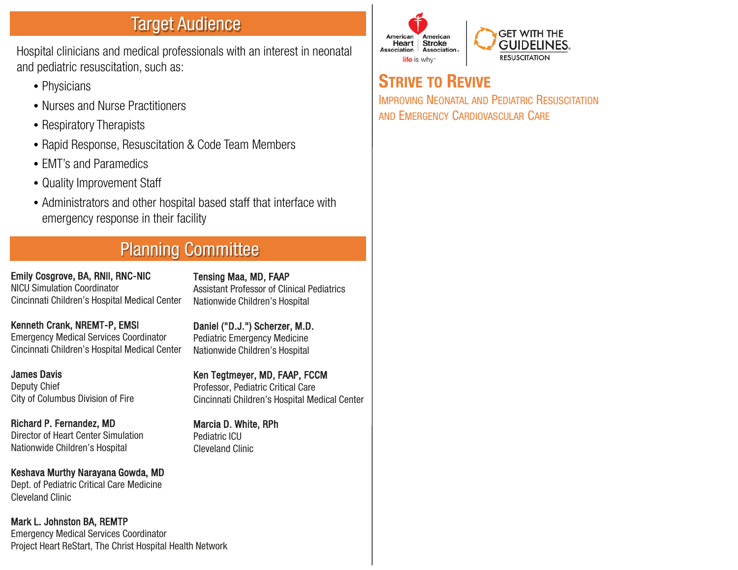## Target Audience

Hospital clinicians and medical professionals with an interest in neonatal and pediatric resuscitation, such as:

- Physicians
- Nurses and Nurse Practitioners
- Respiratory Therapists
- Rapid Response, Resuscitation & Code Team Members
- EMT's and Paramedics
- Quality Improvement Staff
- Administrators and other hospital based staff that interface with emergency response in their facility

## Planning Committee

**Emily Cosgrove, BA, RNII, RNC-NIC**
NICU Simulation Coordinator
Cincinnati Children's Hospital Medical Center

**Kenneth Crank, NREMT-P, EMSI**
Emergency Medical Services Coordinator
Cincinnati Children's Hospital Medical Center

**James Davis**
Deputy Chief
City of Columbus Division of Fire

**Richard P. Fernandez, MD**
Director of Heart Center Simulation
Nationwide Children's Hospital

**Keshava Murthy Narayana Gowda, MD**
Dept. of Pediatric Critical Care Medicine
Cleveland Clinic

**Mark L. Johnston BA, REMTP**
Emergency Medical Services Coordinator
Project Heart ReStart, The Christ Hospital Health Network

**Tensing Maa, MD, FAAP**
Assistant Professor of Clinical Pediatrics
Nationwide Children's Hospital

**Daniel ("D.J.") Scherzer, M.D.**
Pediatric Emergency Medicine
Nationwide Children's Hospital

**Ken Tegtmeyer, MD, FAAP, FCCM**
Professor, Pediatric Critical Care
Cincinnati Children's Hospital Medical Center

**Marcia D. White, RPh**
Pediatric ICU
Cleveland Clinic

American Heart Association | American Stroke Association
life is why™

GET WITH THE GUIDELINES® RESUSCITATION

# Strive to Revive

Improving Neonatal and Pediatric Resuscitation and Emergency Cardiovascular Care